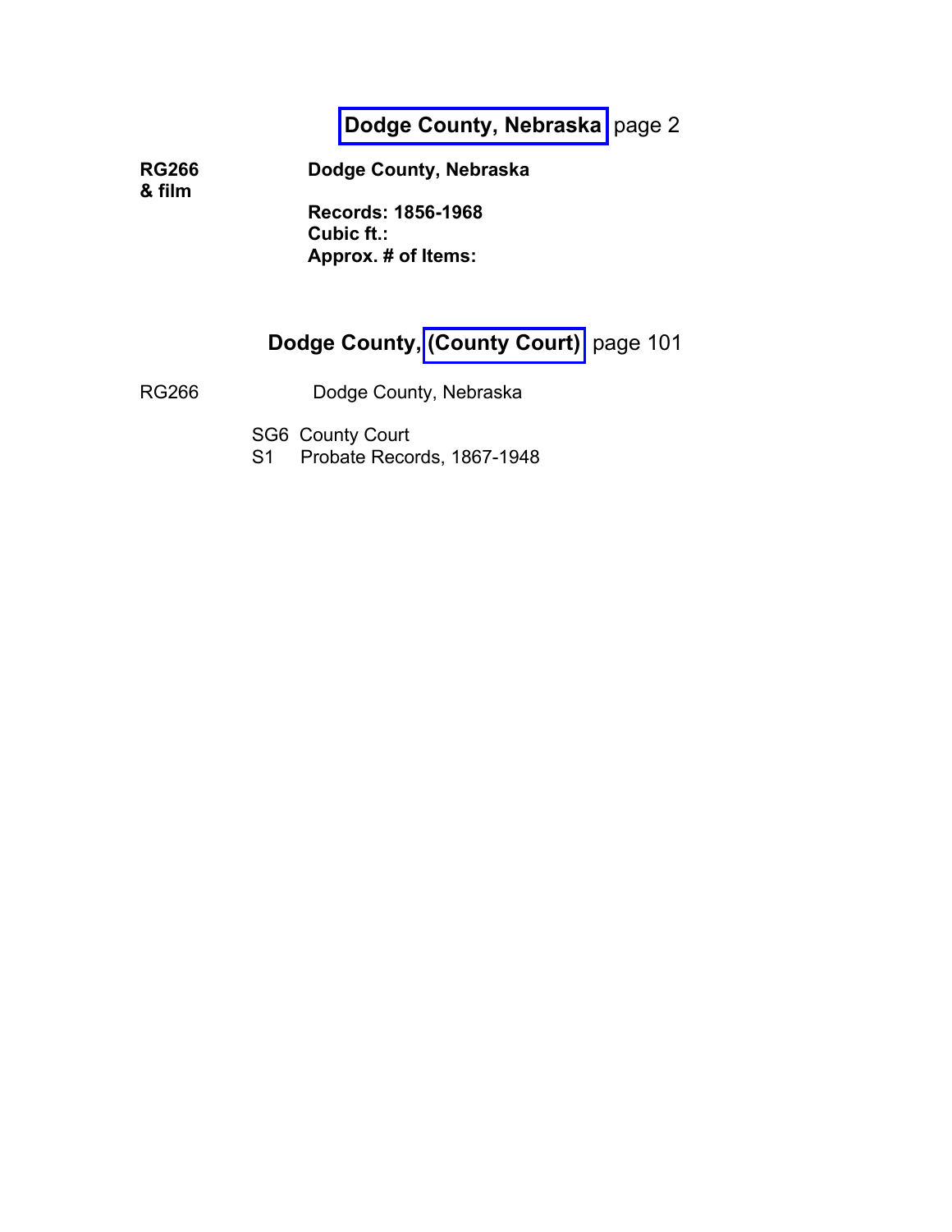# Dodge County, Nebraska page 2

**RG266 & film** **Dodge County, Nebraska**

**Records: 1856-1968**
**Cubic ft.:**
**Approx. # of Items:**

# Dodge County, (County Court) page 101

RG266 Dodge County, Nebraska

SG6 County Court
S1 Probate Records, 1867-1948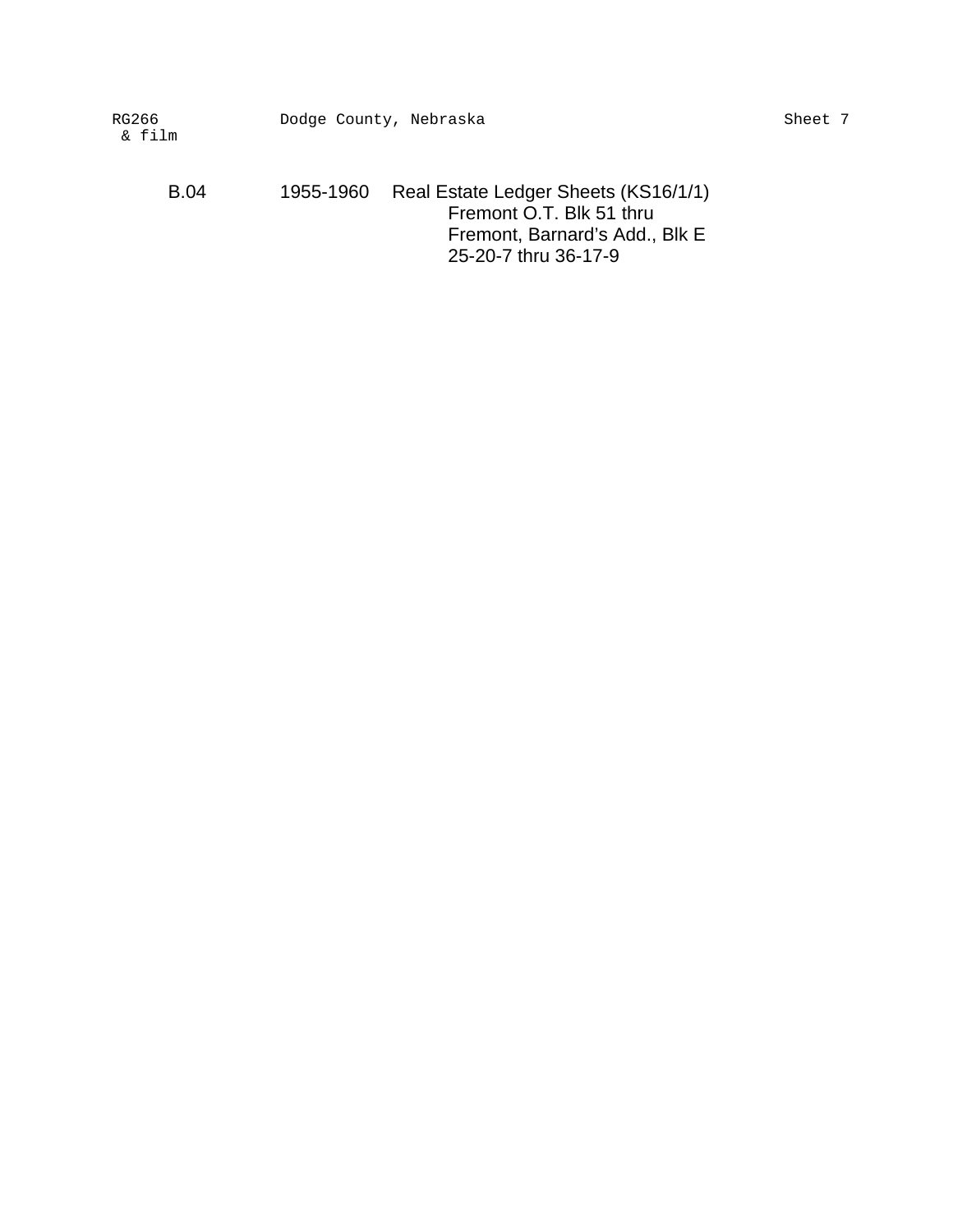| | | |
|---|---|---|
| B.04 | 1955-1960 | Real Estate Ledger Sheets (KS16/1/1)<br>Fremont O.T. Blk 51 thru<br>Fremont, Barnard's Add., Blk E<br>25-20-7 thru 36-17-9 |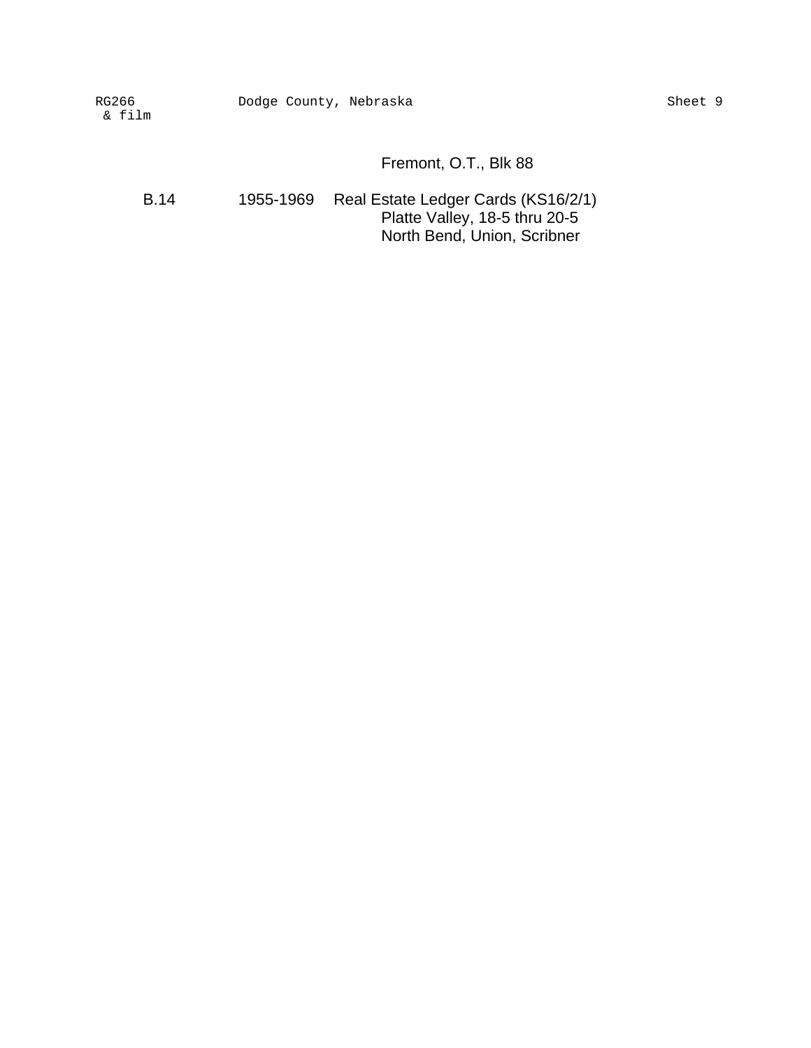Fremont, O.T., Blk 88

| | | |
|---|---|---|
| B.14 | 1955-1969 | Real Estate Ledger Cards (KS16/2/1)<br>Platte Valley, 18-5 thru 20-5<br>North Bend, Union, Scribner |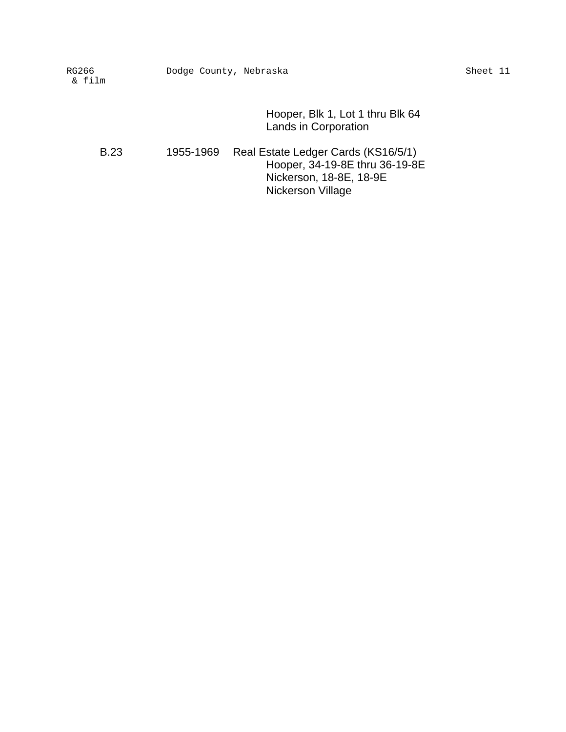Hooper, Blk 1, Lot 1 thru Blk 64
Lands in Corporation

| | | |
|---|---|---|
| B.23 | 1955-1969 | Real Estate Ledger Cards (KS16/5/1)<br>Hooper, 34-19-8E thru 36-19-8E<br>Nickerson, 18-8E, 18-9E<br>Nickerson Village |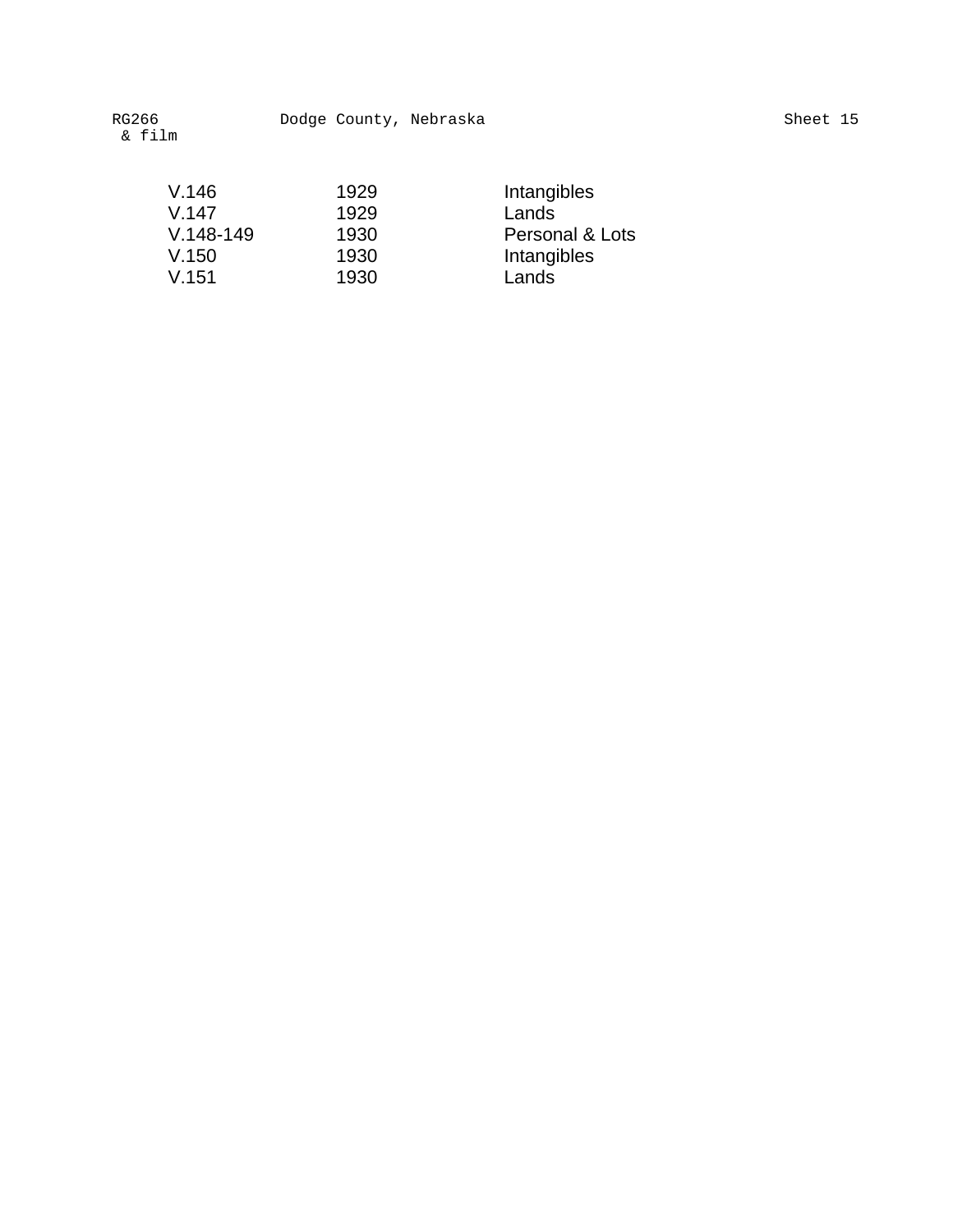| | | |
|---|---|---|
| V.146 | 1929 | Intangibles |
| V.147 | 1929 | Lands |
| V.148-149 | 1930 | Personal & Lots |
| V.150 | 1930 | Intangibles |
| V.151 | 1930 | Lands |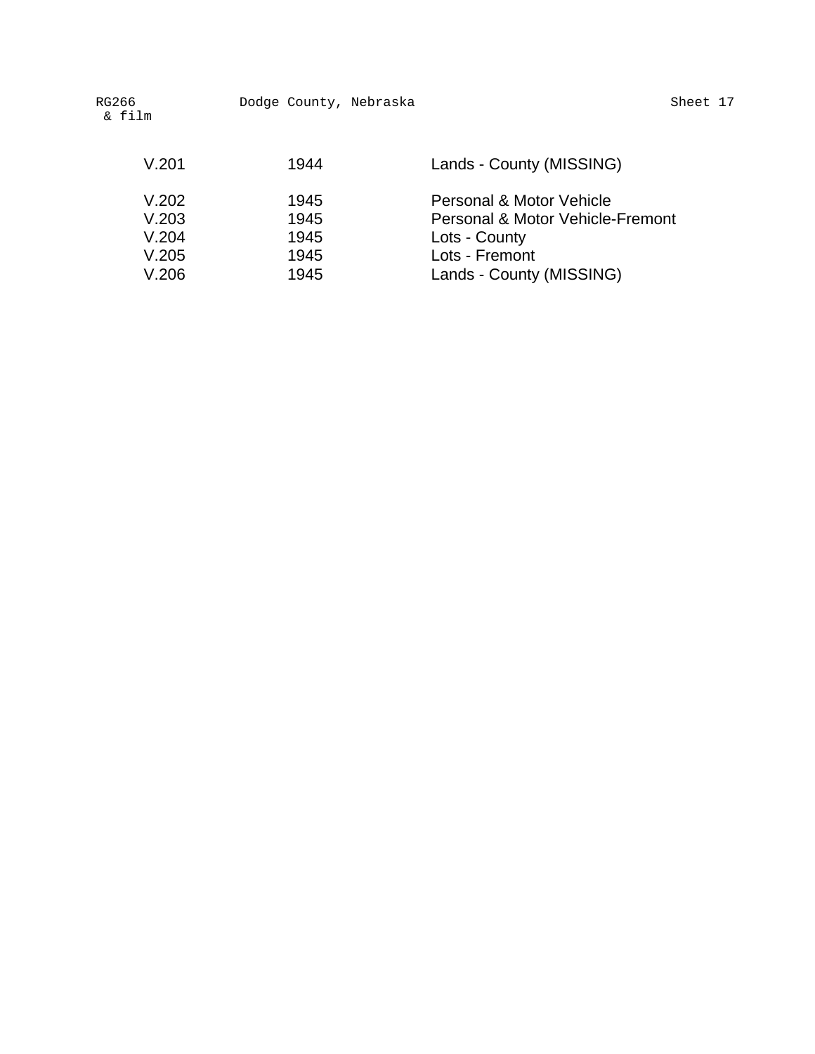| | | |
|---|---|---|
| V.201 | 1944 | Lands - County (MISSING) |
| V.202 | 1945 | Personal & Motor Vehicle |
| V.203 | 1945 | Personal & Motor Vehicle-Fremont |
| V.204 | 1945 | Lots - County |
| V.205 | 1945 | Lots - Fremont |
| V.206 | 1945 | Lands - County (MISSING) |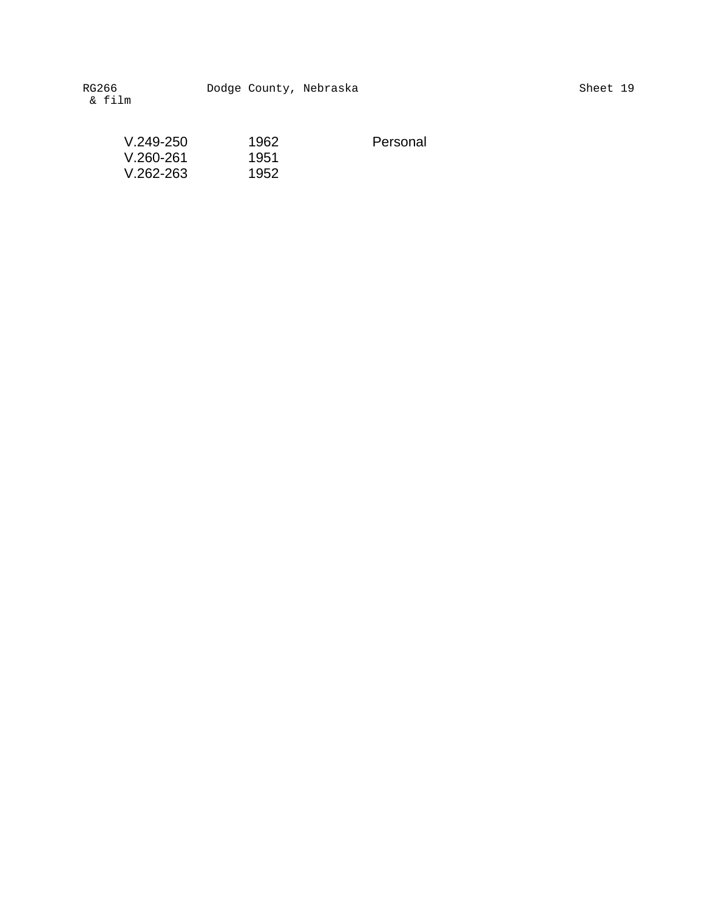| | | |
|---|---|---|
| V.249-250 | 1962 | Personal |
| V.260-261 | 1951 | |
| V.262-263 | 1952 | |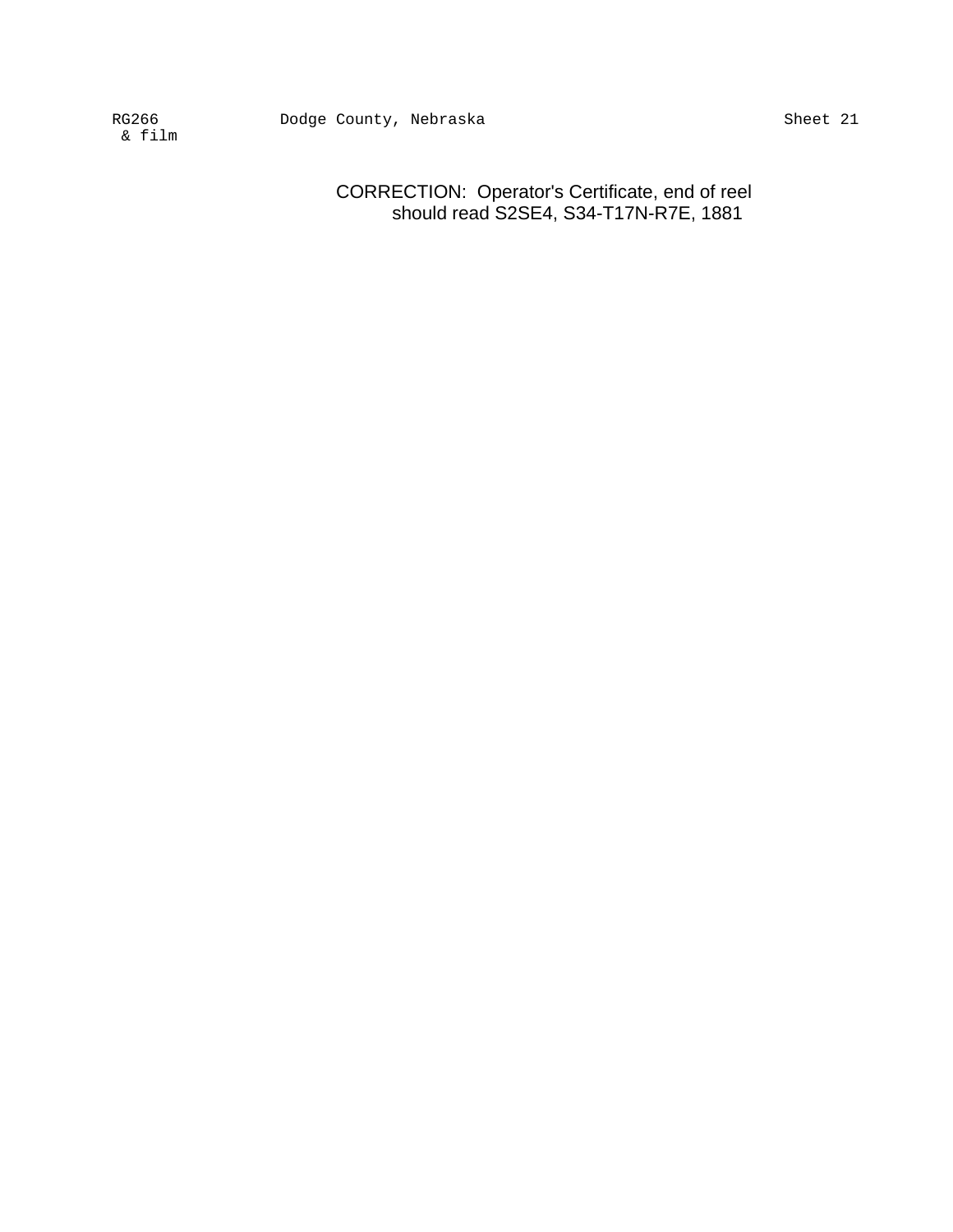CORRECTION: Operator's Certificate, end of reel
should read S2SE4, S34-T17N-R7E, 1881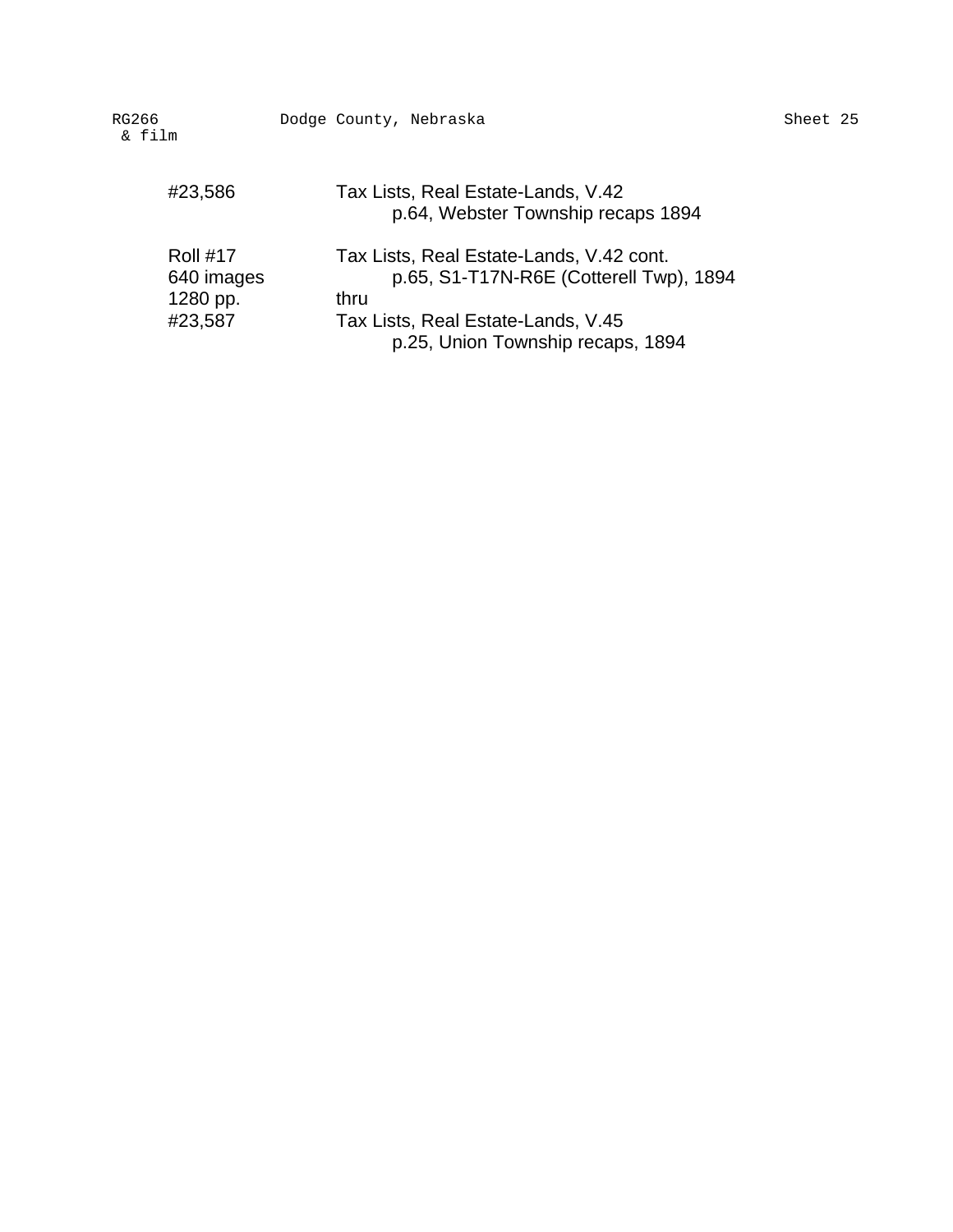#23,586 | Tax Lists, Real Estate-Lands, V.42
p.64, Webster Township recaps 1894

Roll #17 | Tax Lists, Real Estate-Lands, V.42 cont.
640 images | p.65, S1-T17N-R6E (Cotterell Twp), 1894
1280 pp. | thru
#23,587 | Tax Lists, Real Estate-Lands, V.45
p.25, Union Township recaps, 1894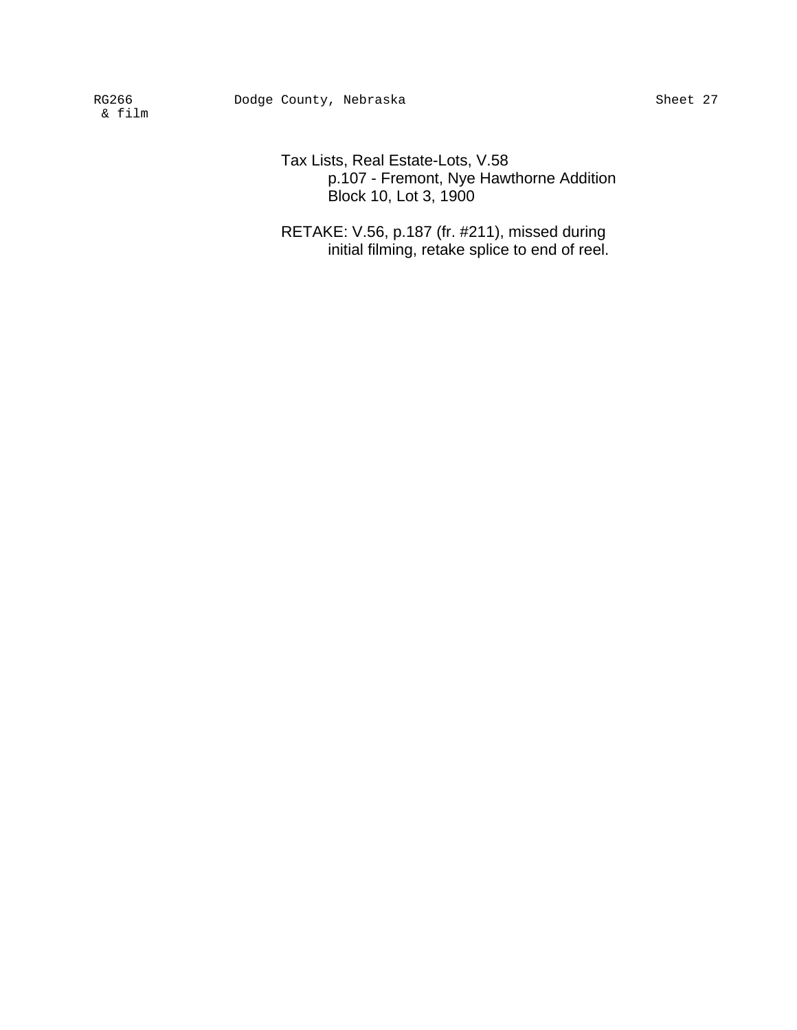Tax Lists, Real Estate-Lots, V.58
p.107 - Fremont, Nye Hawthorne Addition
Block 10, Lot 3, 1900

RETAKE: V.56, p.187 (fr. #211), missed during
initial filming, retake splice to end of reel.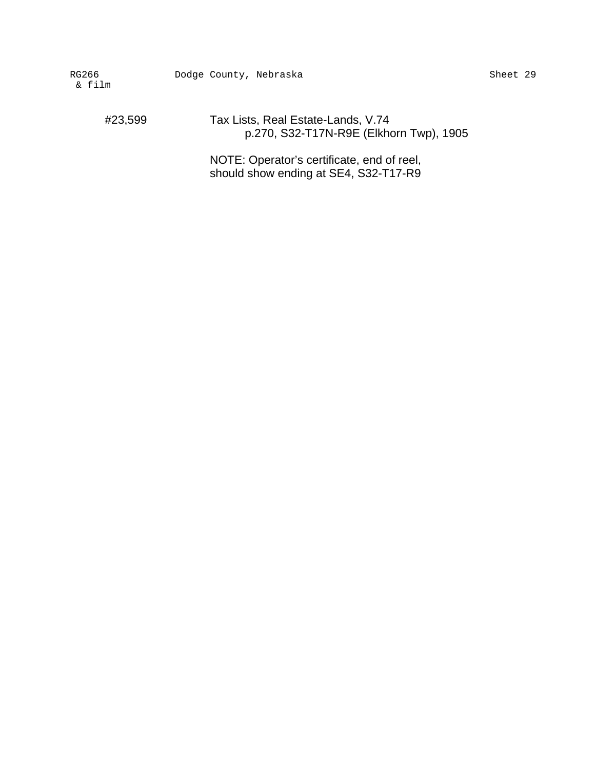#23,599 Tax Lists, Real Estate-Lands, V.74
p.270, S32-T17N-R9E (Elkhorn Twp), 1905

NOTE: Operator's certificate, end of reel, should show ending at SE4, S32-T17-R9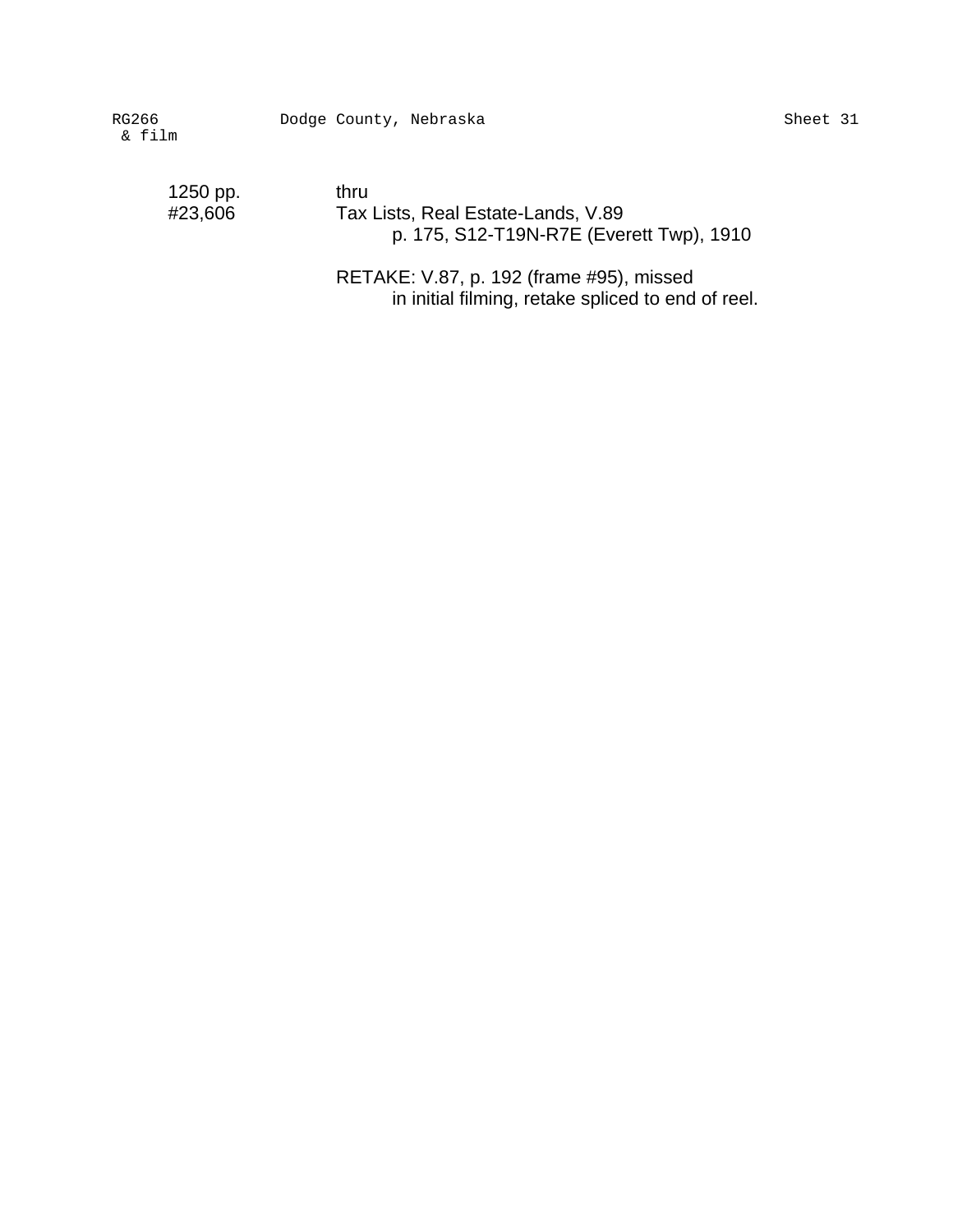| | |
|---|---|
| 1250 pp. | thru |
| #23,606 | Tax Lists, Real Estate-Lands, V.89 |
| | p. 175, S12-T19N-R7E (Everett Twp), 1910 |
| | |
| | RETAKE: V.87, p. 192 (frame #95), missed in initial filming, retake spliced to end of reel. |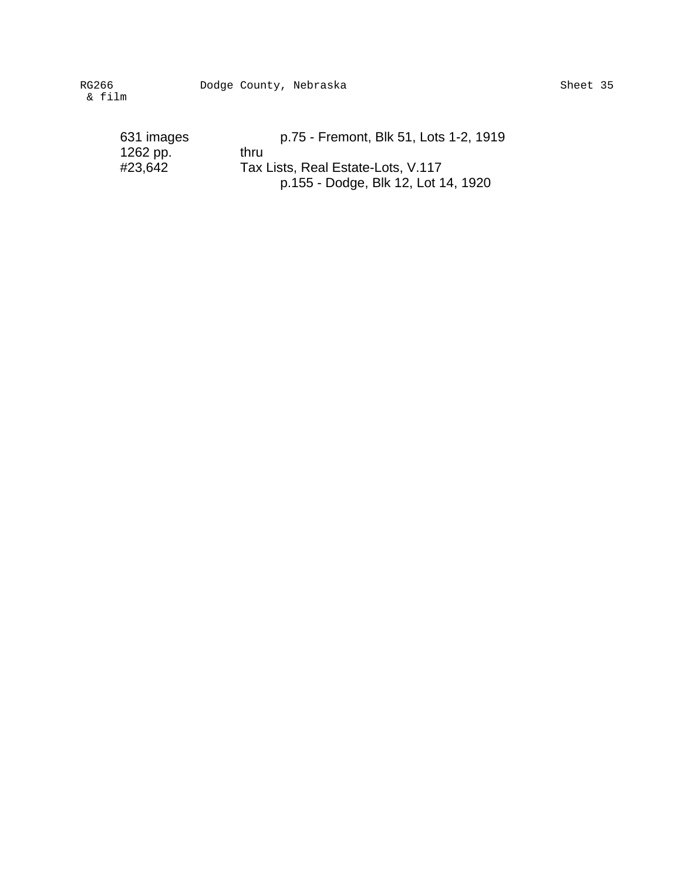631 images p.75 - Fremont, Blk 51, Lots 1-2, 1919
1262 pp. thru
#23,642 Tax Lists, Real Estate-Lots, V.117
p.155 - Dodge, Blk 12, Lot 14, 1920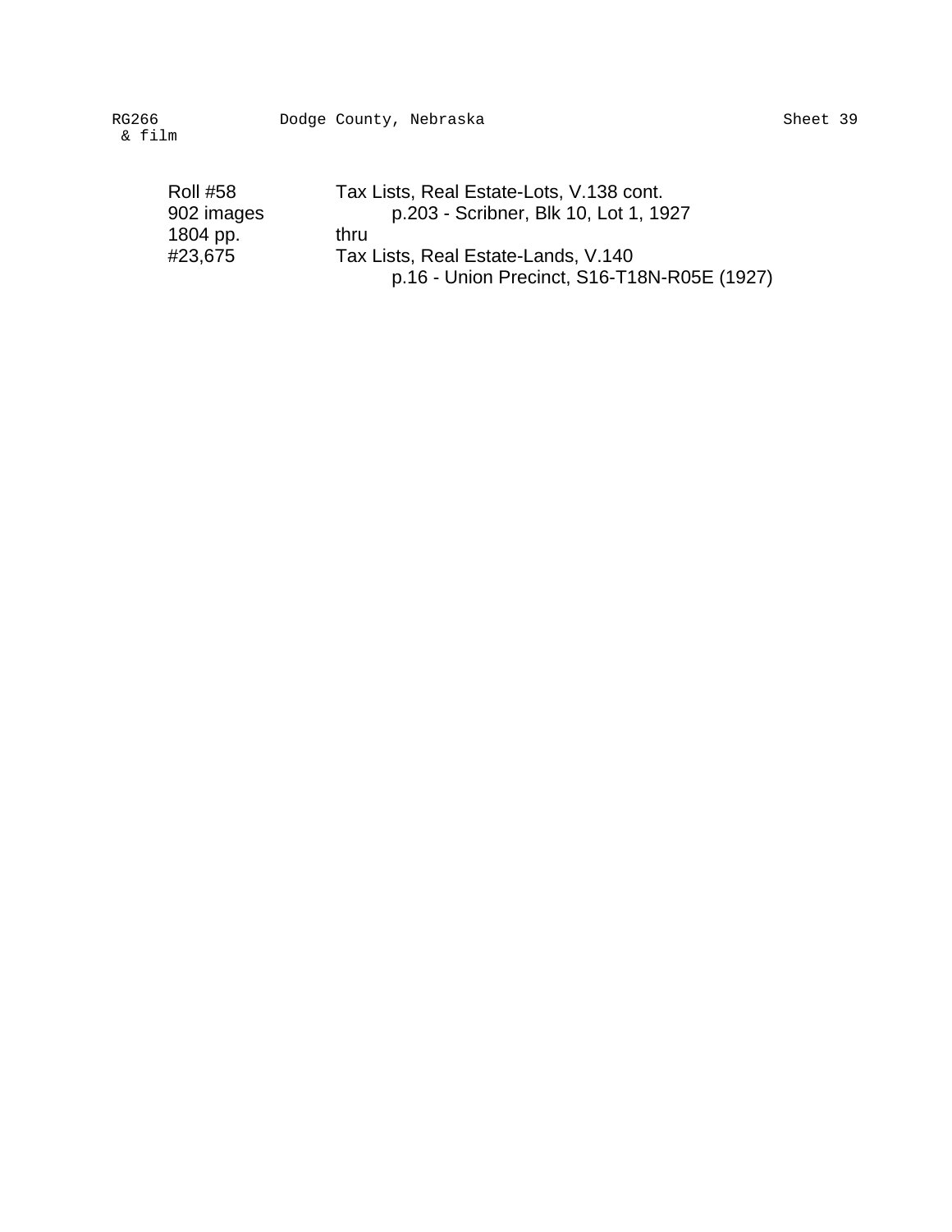| | |
|---|---|
| Roll #58 | Tax Lists, Real Estate-Lots, V.138 cont. |
| 902 images | p.203 - Scribner, Blk 10, Lot 1, 1927 |
| 1804 pp. | thru |
| #23,675 | Tax Lists, Real Estate-Lands, V.140 |
| | p.16 - Union Precinct, S16-T18N-R05E (1927) |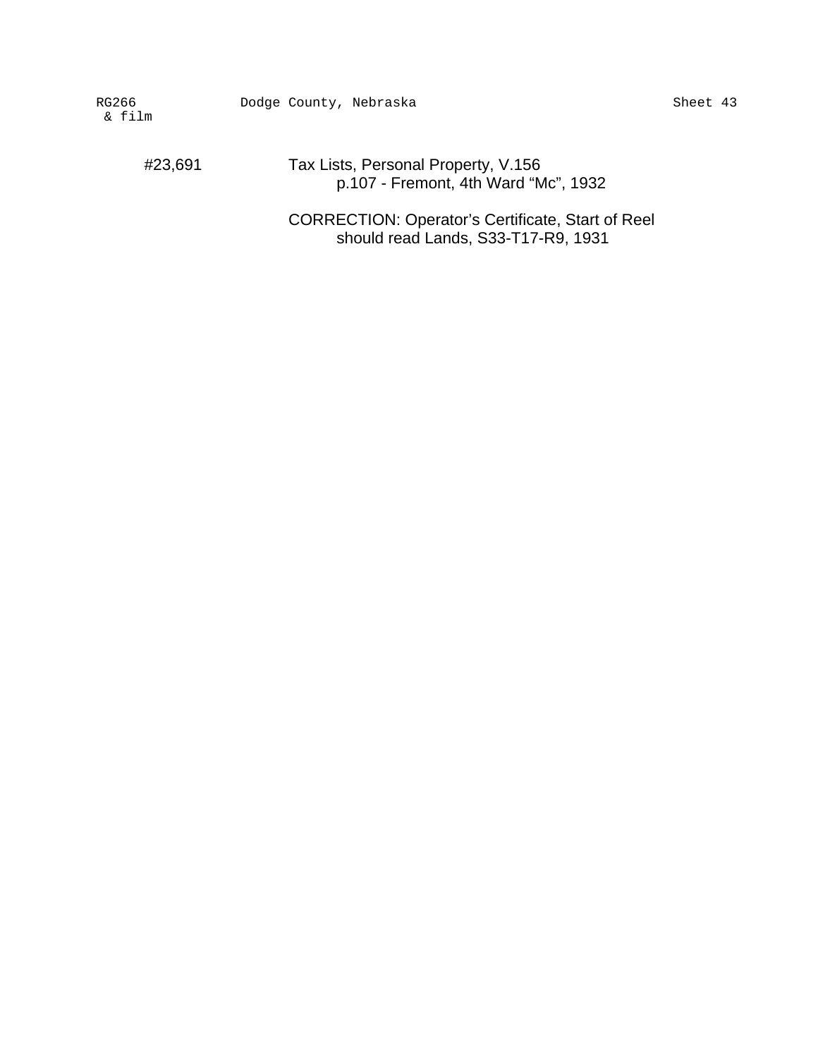#23,691 Tax Lists, Personal Property, V.156
p.107 - Fremont, 4th Ward "Mc", 1932

CORRECTION: Operator's Certificate, Start of Reel
should read Lands, S33-T17-R9, 1931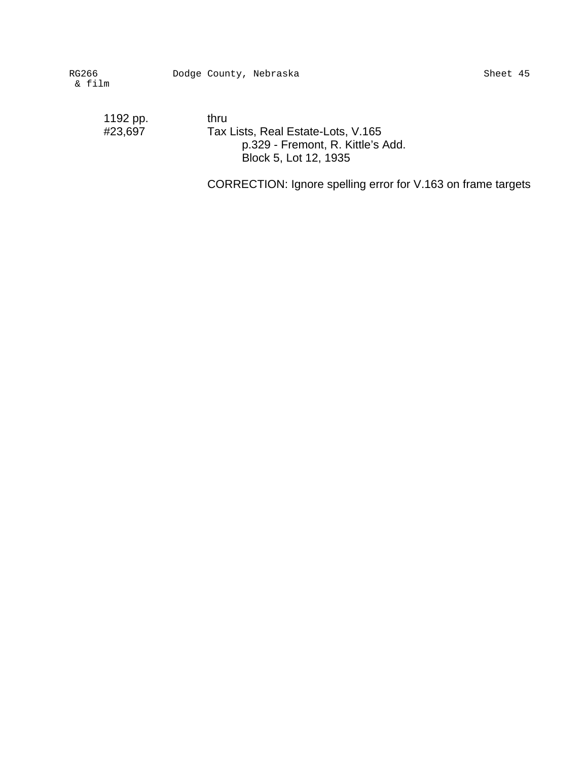| | |
|---|---|
| 1192 pp. | thru |
| #23,697 | Tax Lists, Real Estate-Lots, V.165 |
| | p.329 - Fremont, R. Kittle's Add. |
| | Block 5, Lot 12, 1935 |

CORRECTION: Ignore spelling error for V.163 on frame targets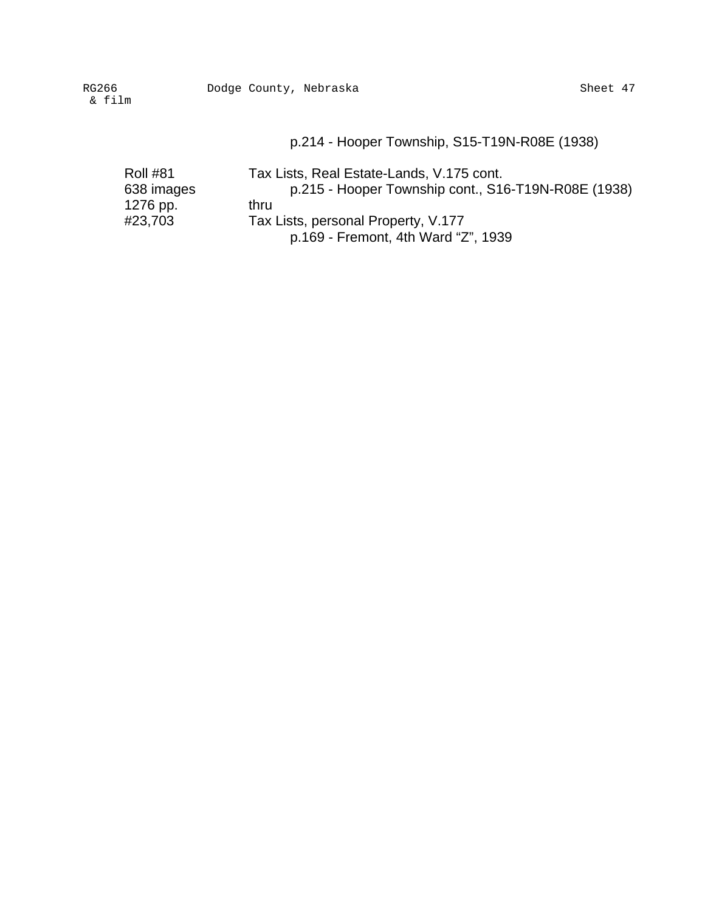p.214 - Hooper Township, S15-T19N-R08E (1938)

| | |
|---|---|
| Roll #81 | Tax Lists, Real Estate-Lands, V.175 cont. |
| 638 images | p.215 - Hooper Township cont., S16-T19N-R08E (1938) |
| 1276 pp. | thru |
| #23,703 | Tax Lists, personal Property, V.177 |
| | p.169 - Fremont, 4th Ward “Z”, 1939 |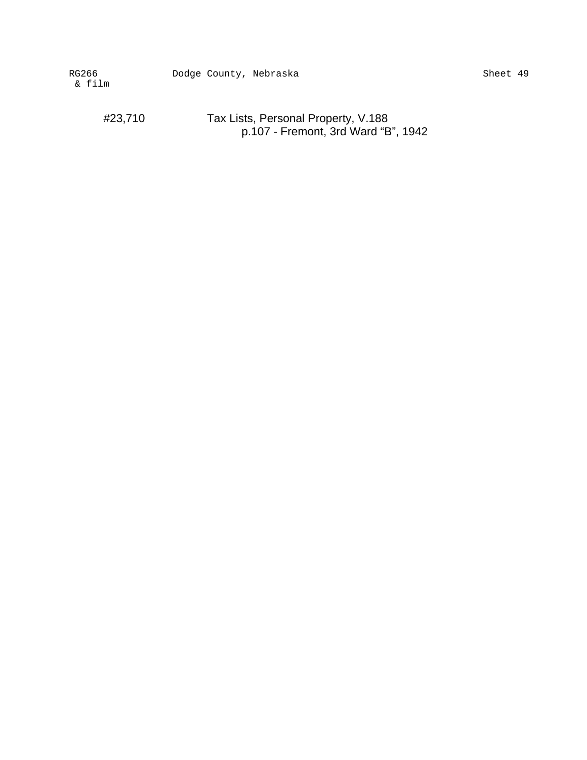#23,710 Tax Lists, Personal Property, V.188
p.107 - Fremont, 3rd Ward "B", 1942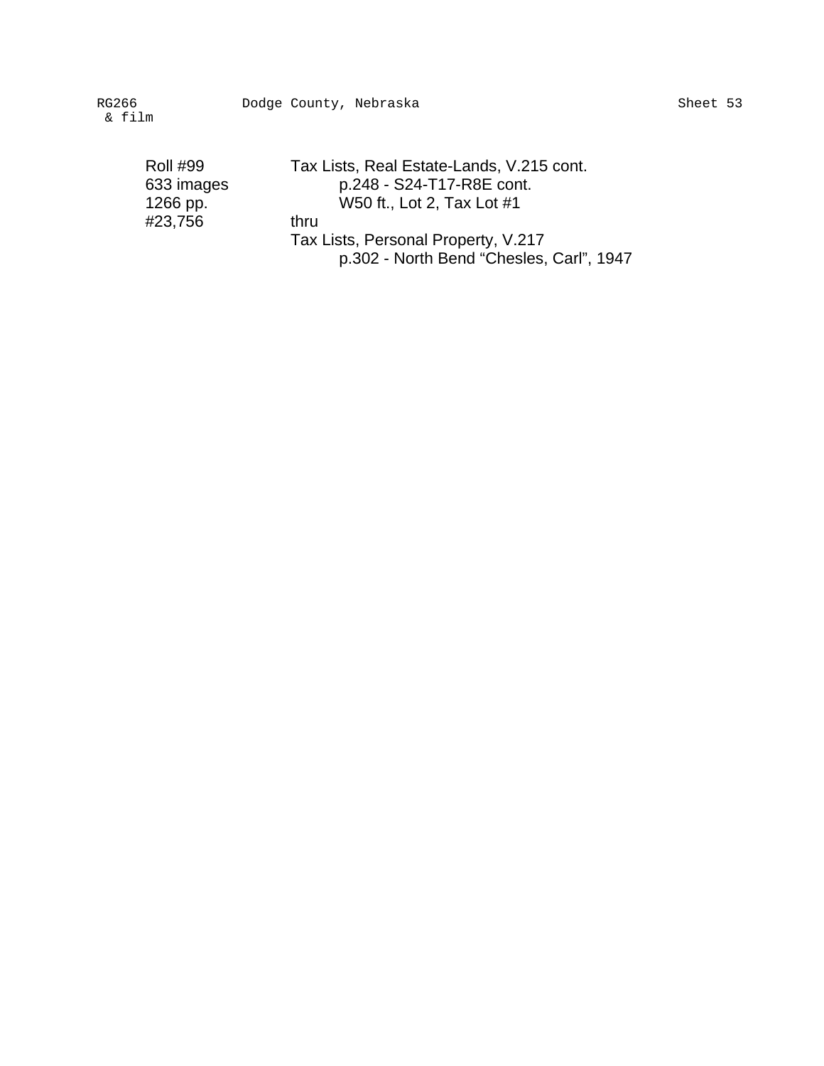| | |
|---|---|
| Roll #99 | Tax Lists, Real Estate-Lands, V.215 cont. |
| 633 images | p.248 - S24-T17-R8E cont. |
| 1266 pp. | W50 ft., Lot 2, Tax Lot #1 |
| #23,756 | thru |
| | Tax Lists, Personal Property, V.217 |
| | p.302 - North Bend "Chesles, Carl", 1947 |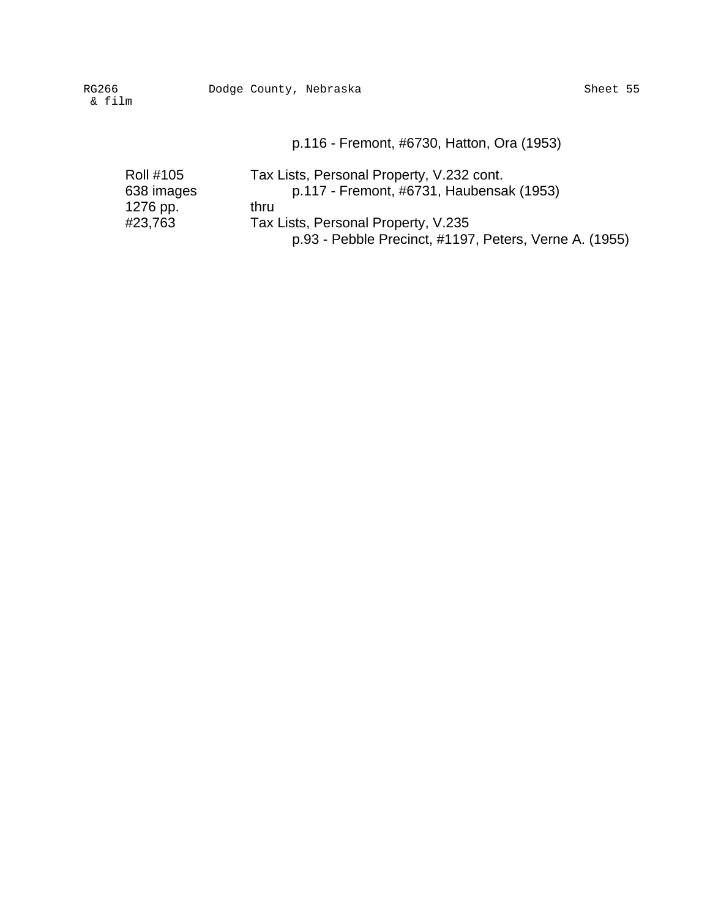p.116 - Fremont, #6730, Hatton, Ora (1953)

| | |
|---|---|
| Roll #105 | Tax Lists, Personal Property, V.232 cont. |
| 638 images | p.117 - Fremont, #6731, Haubensak (1953) |
| 1276 pp. | thru |
| #23,763 | Tax Lists, Personal Property, V.235 |
| | p.93 - Pebble Precinct, #1197, Peters, Verne A. (1955) |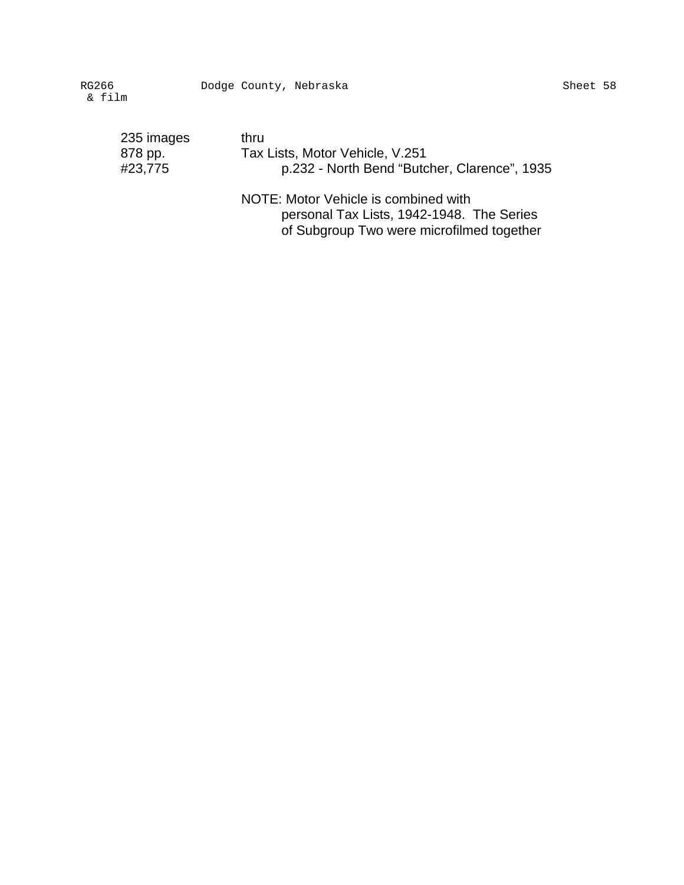| | |
|---|---|
| 235 images | thru |
| 878 pp. | Tax Lists, Motor Vehicle, V.251 |
| #23,775 | p.232 - North Bend “Butcher, Clarence”, 1935 |

NOTE: Motor Vehicle is combined with personal Tax Lists, 1942-1948. The Series of Subgroup Two were microfilmed together